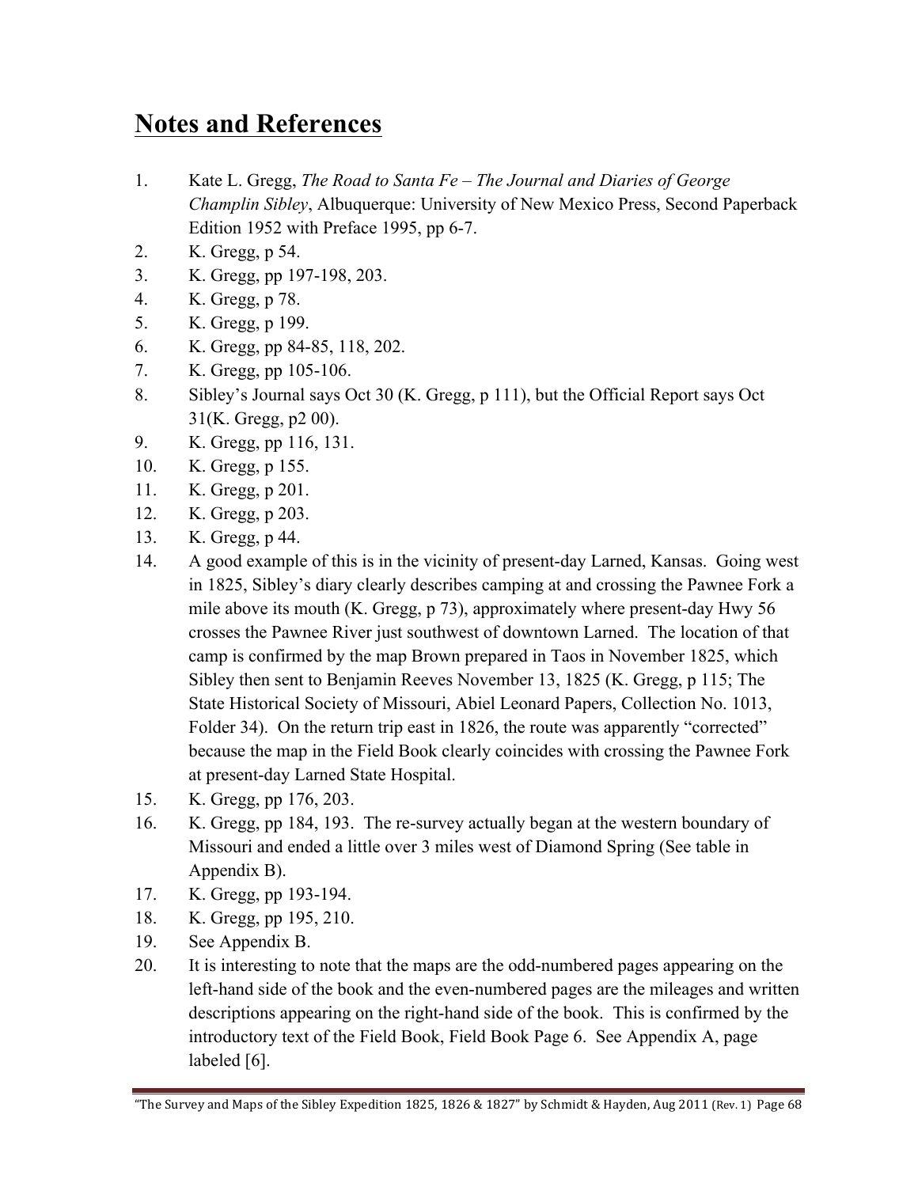# Notes and References

1. Kate L. Gregg, *The Road to Santa Fe – The Journal and Diaries of George Champlin Sibley*, Albuquerque: University of New Mexico Press, Second Paperback Edition 1952 with Preface 1995, pp 6-7.
2. K. Gregg, p 54.
3. K. Gregg, pp 197-198, 203.
4. K. Gregg, p 78.
5. K. Gregg, p 199.
6. K. Gregg, pp 84-85, 118, 202.
7. K. Gregg, pp 105-106.
8. Sibley's Journal says Oct 30 (K. Gregg, p 111), but the Official Report says Oct 31(K. Gregg, p2 00).
9. K. Gregg, pp 116, 131.
10. K. Gregg, p 155.
11. K. Gregg, p 201.
12. K. Gregg, p 203.
13. K. Gregg, p 44.
14. A good example of this is in the vicinity of present-day Larned, Kansas. Going west in 1825, Sibley's diary clearly describes camping at and crossing the Pawnee Fork a mile above its mouth (K. Gregg, p 73), approximately where present-day Hwy 56 crosses the Pawnee River just southwest of downtown Larned. The location of that camp is confirmed by the map Brown prepared in Taos in November 1825, which Sibley then sent to Benjamin Reeves November 13, 1825 (K. Gregg, p 115; The State Historical Society of Missouri, Abiel Leonard Papers, Collection No. 1013, Folder 34). On the return trip east in 1826, the route was apparently "corrected" because the map in the Field Book clearly coincides with crossing the Pawnee Fork at present-day Larned State Hospital.
15. K. Gregg, pp 176, 203.
16. K. Gregg, pp 184, 193. The re-survey actually began at the western boundary of Missouri and ended a little over 3 miles west of Diamond Spring (See table in Appendix B).
17. K. Gregg, pp 193-194.
18. K. Gregg, pp 195, 210.
19. See Appendix B.
20. It is interesting to note that the maps are the odd-numbered pages appearing on the left-hand side of the book and the even-numbered pages are the mileages and written descriptions appearing on the right-hand side of the book. This is confirmed by the introductory text of the Field Book, Field Book Page 6. See Appendix A, page labeled [6].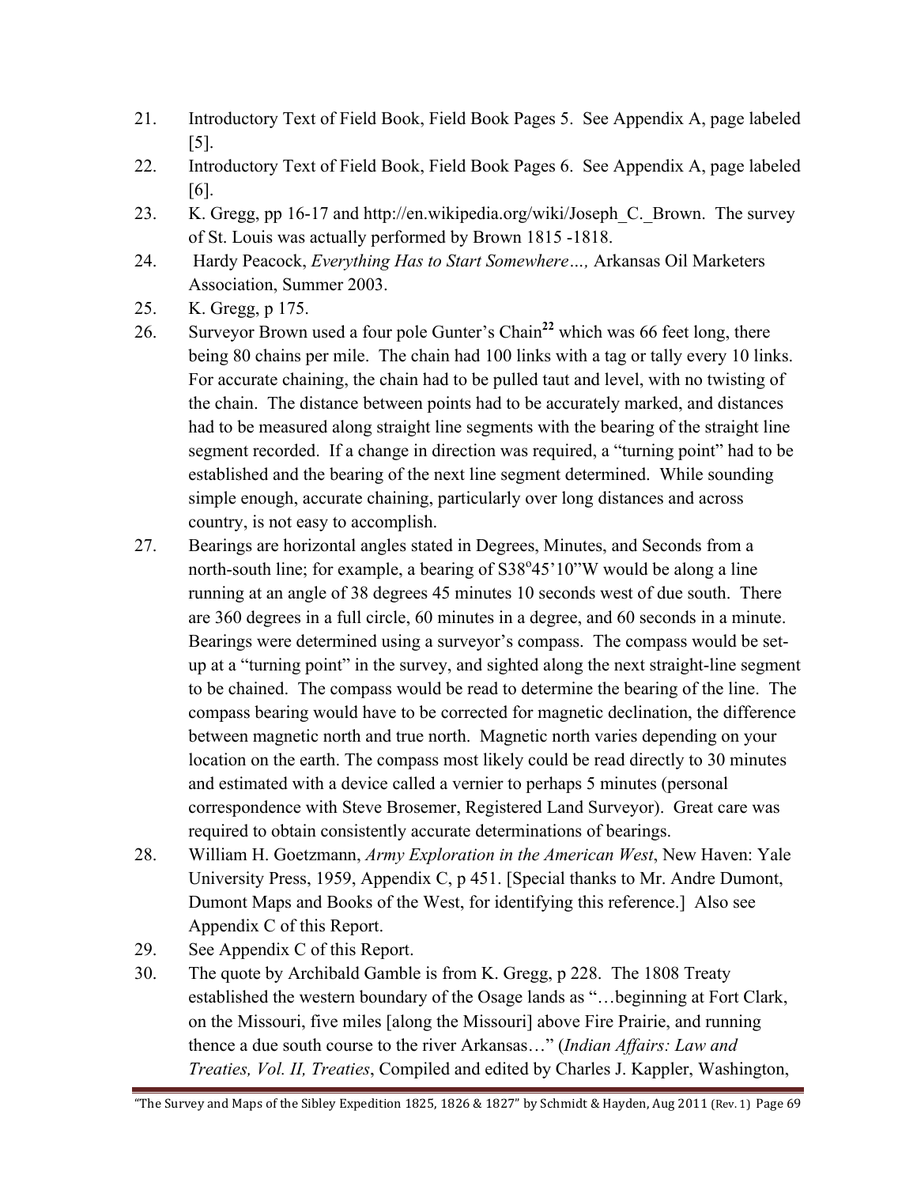21. Introductory Text of Field Book, Field Book Pages 5. See Appendix A, page labeled [5].
22. Introductory Text of Field Book, Field Book Pages 6. See Appendix A, page labeled [6].
23. K. Gregg, pp 16-17 and http://en.wikipedia.org/wiki/Joseph_C._Brown. The survey of St. Louis was actually performed by Brown 1815 -1818.
24. Hardy Peacock, *Everything Has to Start Somewhere…,* Arkansas Oil Marketers Association, Summer 2003.
25. K. Gregg, p 175.
26. Surveyor Brown used a four pole Gunter's Chain[22] which was 66 feet long, there being 80 chains per mile. The chain had 100 links with a tag or tally every 10 links. For accurate chaining, the chain had to be pulled taut and level, with no twisting of the chain. The distance between points had to be accurately marked, and distances had to be measured along straight line segments with the bearing of the straight line segment recorded. If a change in direction was required, a "turning point" had to be established and the bearing of the next line segment determined. While sounding simple enough, accurate chaining, particularly over long distances and across country, is not easy to accomplish.
27. Bearings are horizontal angles stated in Degrees, Minutes, and Seconds from a north-south line; for example, a bearing of S38°45'10"W would be along a line running at an angle of 38 degrees 45 minutes 10 seconds west of due south. There are 360 degrees in a full circle, 60 minutes in a degree, and 60 seconds in a minute. Bearings were determined using a surveyor's compass. The compass would be set-up at a "turning point" in the survey, and sighted along the next straight-line segment to be chained. The compass would be read to determine the bearing of the line. The compass bearing would have to be corrected for magnetic declination, the difference between magnetic north and true north. Magnetic north varies depending on your location on the earth. The compass most likely could be read directly to 30 minutes and estimated with a device called a vernier to perhaps 5 minutes (personal correspondence with Steve Brosemer, Registered Land Surveyor). Great care was required to obtain consistently accurate determinations of bearings.
28. William H. Goetzmann, *Army Exploration in the American West*, New Haven: Yale University Press, 1959, Appendix C, p 451. [Special thanks to Mr. Andre Dumont, Dumont Maps and Books of the West, for identifying this reference.] Also see Appendix C of this Report.
29. See Appendix C of this Report.
30. The quote by Archibald Gamble is from K. Gregg, p 228. The 1808 Treaty established the western boundary of the Osage lands as "…beginning at Fort Clark, on the Missouri, five miles [along the Missouri] above Fire Prairie, and running thence a due south course to the river Arkansas…" (*Indian Affairs: Law and Treaties, Vol. II, Treaties*, Compiled and edited by Charles J. Kappler, Washington,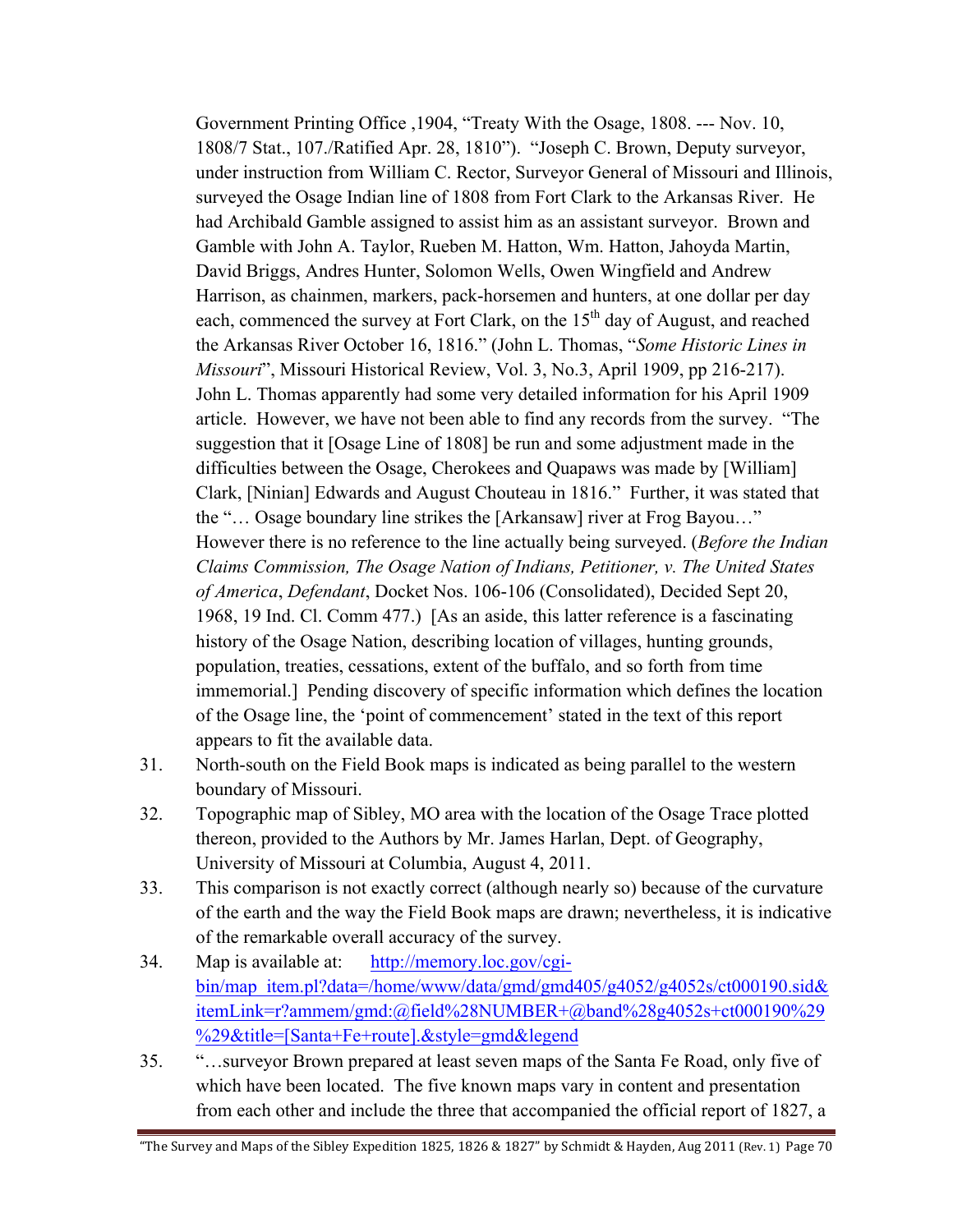Government Printing Office ,1904, "Treaty With the Osage, 1808. --- Nov. 10, 1808/7 Stat., 107./Ratified Apr. 28, 1810"). "Joseph C. Brown, Deputy surveyor, under instruction from William C. Rector, Surveyor General of Missouri and Illinois, surveyed the Osage Indian line of 1808 from Fort Clark to the Arkansas River. He had Archibald Gamble assigned to assist him as an assistant surveyor. Brown and Gamble with John A. Taylor, Rueben M. Hatton, Wm. Hatton, Jahoyda Martin, David Briggs, Andres Hunter, Solomon Wells, Owen Wingfield and Andrew Harrison, as chainmen, markers, pack-horsemen and hunters, at one dollar per day each, commenced the survey at Fort Clark, on the 15th day of August, and reached the Arkansas River October 16, 1816." (John L. Thomas, "*Some Historic Lines in Missouri*", Missouri Historical Review, Vol. 3, No.3, April 1909, pp 216-217). John L. Thomas apparently had some very detailed information for his April 1909 article. However, we have not been able to find any records from the survey. "The suggestion that it [Osage Line of 1808] be run and some adjustment made in the difficulties between the Osage, Cherokees and Quapaws was made by [William] Clark, [Ninian] Edwards and August Chouteau in 1816." Further, it was stated that the "… Osage boundary line strikes the [Arkansaw] river at Frog Bayou…" However there is no reference to the line actually being surveyed. (*Before the Indian Claims Commission, The Osage Nation of Indians, Petitioner, v. The United States of America*, *Defendant*, Docket Nos. 106-106 (Consolidated), Decided Sept 20, 1968, 19 Ind. Cl. Comm 477.) [As an aside, this latter reference is a fascinating history of the Osage Nation, describing location of villages, hunting grounds, population, treaties, cessations, extent of the buffalo, and so forth from time immemorial.] Pending discovery of specific information which defines the location of the Osage line, the 'point of commencement' stated in the text of this report appears to fit the available data.

31. North-south on the Field Book maps is indicated as being parallel to the western boundary of Missouri.
32. Topographic map of Sibley, MO area with the location of the Osage Trace plotted thereon, provided to the Authors by Mr. James Harlan, Dept. of Geography, University of Missouri at Columbia, August 4, 2011.
33. This comparison is not exactly correct (although nearly so) because of the curvature of the earth and the way the Field Book maps are drawn; nevertheless, it is indicative of the remarkable overall accuracy of the survey.
34. Map is available at: http://memory.loc.gov/cgi-bin/map_item.pl?data=/home/www/data/gmd/gmd405/g4052/g4052s/ct000190.sid&itemLink=r?ammem/gmd:@field%28NUMBER+@band%28g4052s+ct000190%29%29&title=[Santa+Fe+route].&style=gmd&legend
35. "…surveyor Brown prepared at least seven maps of the Santa Fe Road, only five of which have been located. The five known maps vary in content and presentation from each other and include the three that accompanied the official report of 1827, a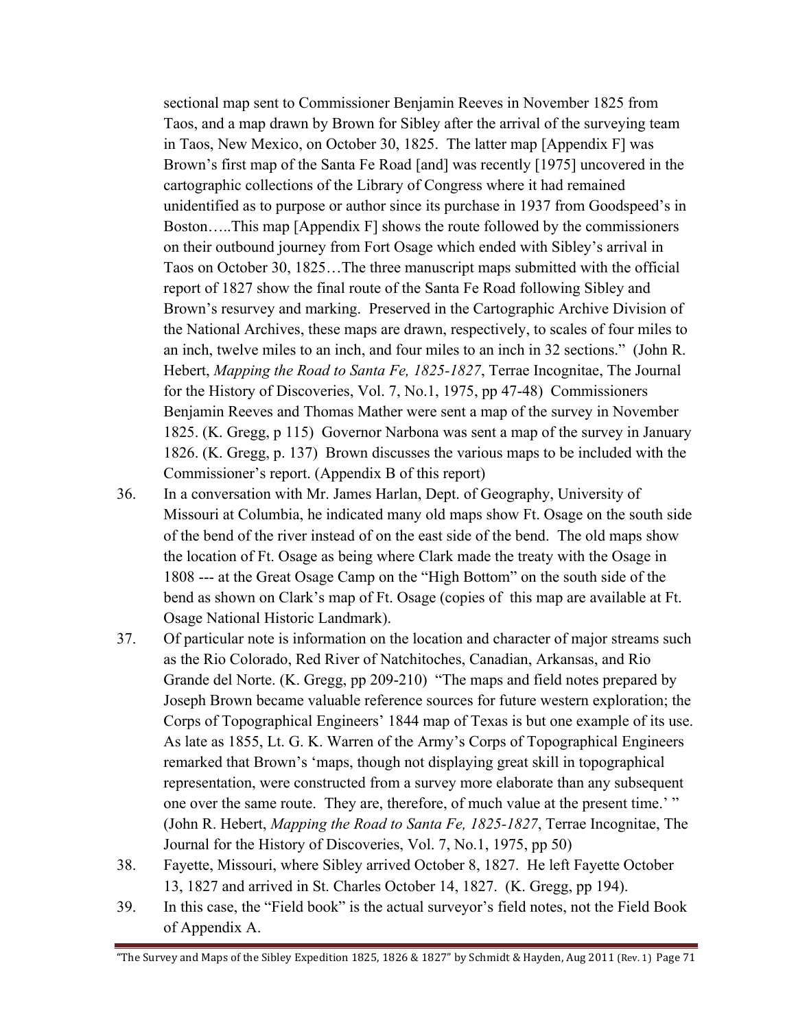sectional map sent to Commissioner Benjamin Reeves in November 1825 from Taos, and a map drawn by Brown for Sibley after the arrival of the surveying team in Taos, New Mexico, on October 30, 1825. The latter map [Appendix F] was Brown's first map of the Santa Fe Road [and] was recently [1975] uncovered in the cartographic collections of the Library of Congress where it had remained unidentified as to purpose or author since its purchase in 1937 from Goodspeed's in Boston…..This map [Appendix F] shows the route followed by the commissioners on their outbound journey from Fort Osage which ended with Sibley's arrival in Taos on October 30, 1825…The three manuscript maps submitted with the official report of 1827 show the final route of the Santa Fe Road following Sibley and Brown's resurvey and marking. Preserved in the Cartographic Archive Division of the National Archives, these maps are drawn, respectively, to scales of four miles to an inch, twelve miles to an inch, and four miles to an inch in 32 sections." (John R. Hebert, *Mapping the Road to Santa Fe, 1825-1827*, Terrae Incognitae, The Journal for the History of Discoveries, Vol. 7, No.1, 1975, pp 47-48) Commissioners Benjamin Reeves and Thomas Mather were sent a map of the survey in November 1825. (K. Gregg, p 115) Governor Narbona was sent a map of the survey in January 1826. (K. Gregg, p. 137) Brown discusses the various maps to be included with the Commissioner's report. (Appendix B of this report)

36. In a conversation with Mr. James Harlan, Dept. of Geography, University of Missouri at Columbia, he indicated many old maps show Ft. Osage on the south side of the bend of the river instead of on the east side of the bend. The old maps show the location of Ft. Osage as being where Clark made the treaty with the Osage in 1808 --- at the Great Osage Camp on the "High Bottom" on the south side of the bend as shown on Clark's map of Ft. Osage (copies of this map are available at Ft. Osage National Historic Landmark).

37. Of particular note is information on the location and character of major streams such as the Rio Colorado, Red River of Natchitoches, Canadian, Arkansas, and Rio Grande del Norte. (K. Gregg, pp 209-210) "The maps and field notes prepared by Joseph Brown became valuable reference sources for future western exploration; the Corps of Topographical Engineers' 1844 map of Texas is but one example of its use. As late as 1855, Lt. G. K. Warren of the Army's Corps of Topographical Engineers remarked that Brown's 'maps, though not displaying great skill in topographical representation, were constructed from a survey more elaborate than any subsequent one over the same route. They are, therefore, of much value at the present time.' " (John R. Hebert, *Mapping the Road to Santa Fe, 1825-1827*, Terrae Incognitae, The Journal for the History of Discoveries, Vol. 7, No.1, 1975, pp 50)

38. Fayette, Missouri, where Sibley arrived October 8, 1827. He left Fayette October 13, 1827 and arrived in St. Charles October 14, 1827. (K. Gregg, pp 194).

39. In this case, the "Field book" is the actual surveyor's field notes, not the Field Book of Appendix A.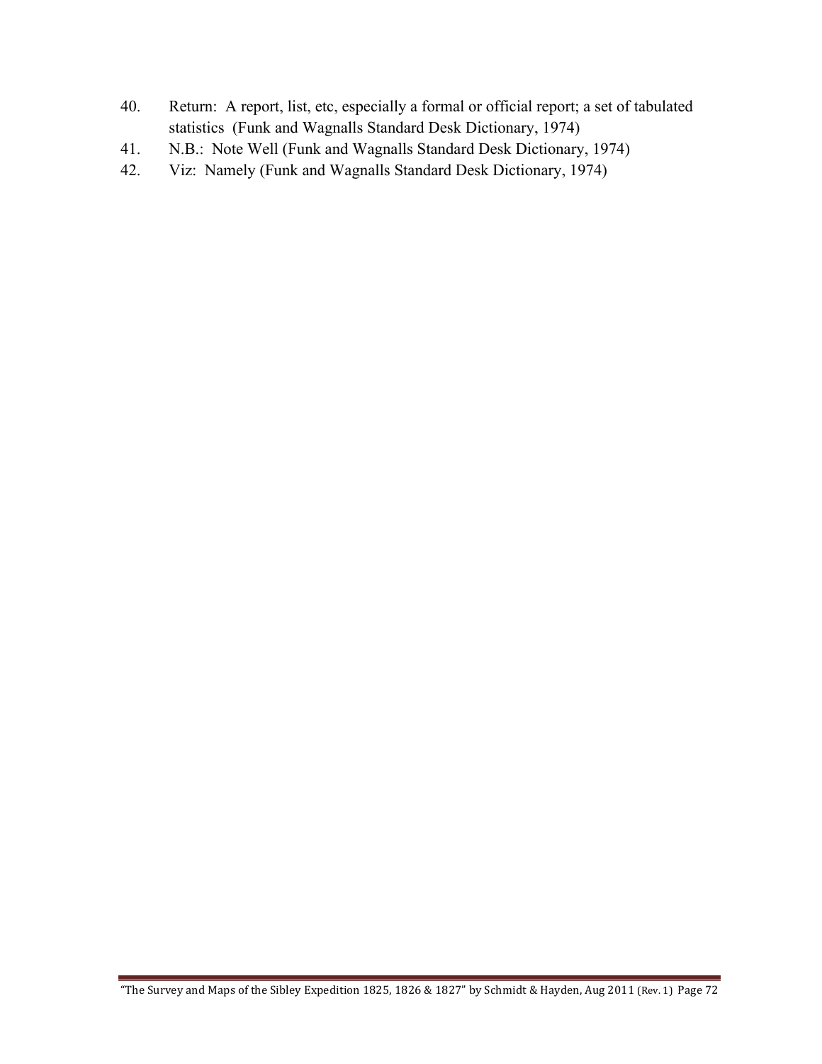40. Return: A report, list, etc, especially a formal or official report; a set of tabulated statistics (Funk and Wagnalls Standard Desk Dictionary, 1974)
41. N.B.: Note Well (Funk and Wagnalls Standard Desk Dictionary, 1974)
42. Viz: Namely (Funk and Wagnalls Standard Desk Dictionary, 1974)